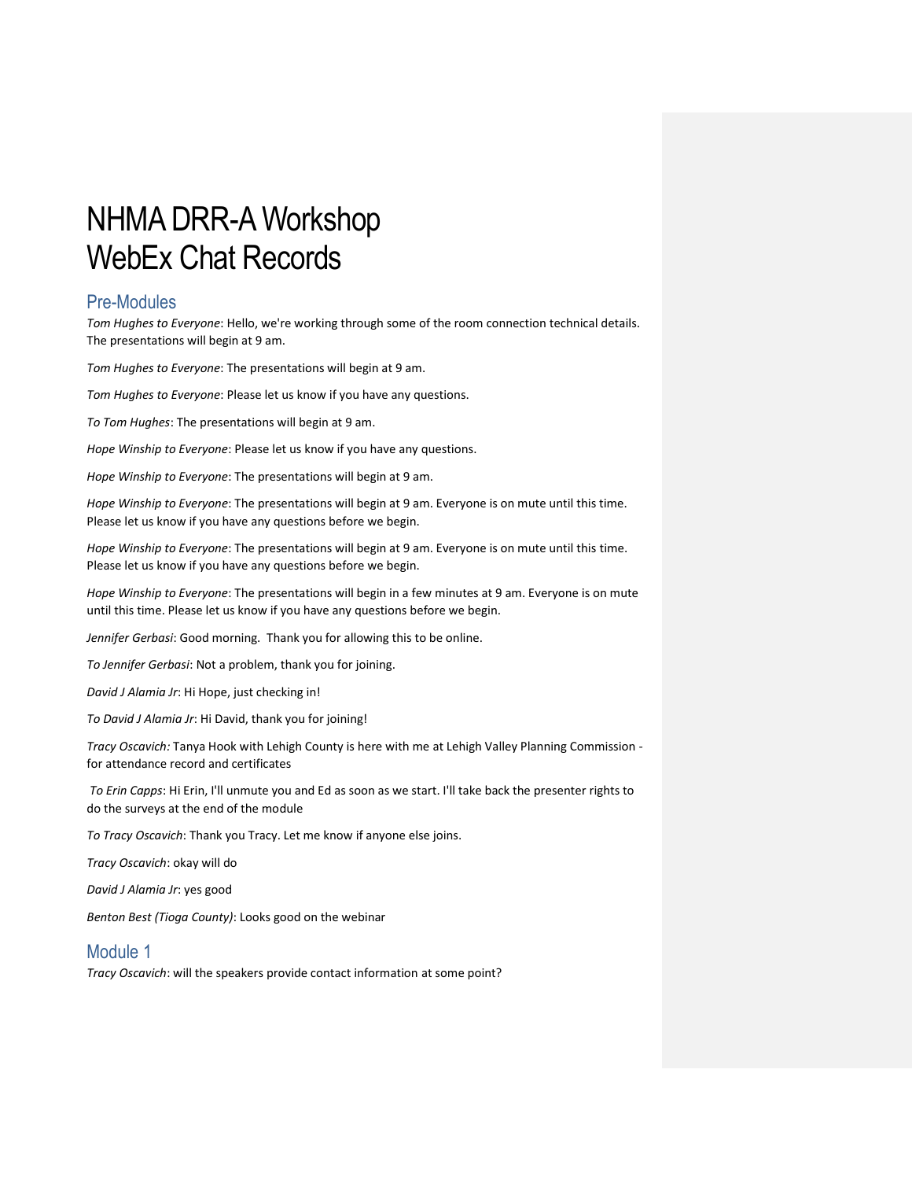# NHMA DRR-A Workshop
# WebEx Chat Records

## Pre-Modules

*Tom Hughes to Everyone*: Hello, we're working through some of the room connection technical details. The presentations will begin at 9 am.

*Tom Hughes to Everyone*: The presentations will begin at 9 am.

*Tom Hughes to Everyone*: Please let us know if you have any questions.

*To Tom Hughes*: The presentations will begin at 9 am.

*Hope Winship to Everyone*: Please let us know if you have any questions.

*Hope Winship to Everyone*: The presentations will begin at 9 am.

*Hope Winship to Everyone*: The presentations will begin at 9 am. Everyone is on mute until this time. Please let us know if you have any questions before we begin.

*Hope Winship to Everyone*: The presentations will begin at 9 am. Everyone is on mute until this time. Please let us know if you have any questions before we begin.

*Hope Winship to Everyone*: The presentations will begin in a few minutes at 9 am. Everyone is on mute until this time. Please let us know if you have any questions before we begin.

*Jennifer Gerbasi*: Good morning. Thank you for allowing this to be online.

*To Jennifer Gerbasi*: Not a problem, thank you for joining.

*David J Alamia Jr*: Hi Hope, just checking in!

*To David J Alamia Jr*: Hi David, thank you for joining!

*Tracy Oscavich:* Tanya Hook with Lehigh County is here with me at Lehigh Valley Planning Commission - for attendance record and certificates

*To Erin Capps*: Hi Erin, I'll unmute you and Ed as soon as we start. I'll take back the presenter rights to do the surveys at the end of the module

*To Tracy Oscavich*: Thank you Tracy. Let me know if anyone else joins.

*Tracy Oscavich*: okay will do

*David J Alamia Jr*: yes good

*Benton Best (Tioga County)*: Looks good on the webinar

## Module 1

*Tracy Oscavich*: will the speakers provide contact information at some point?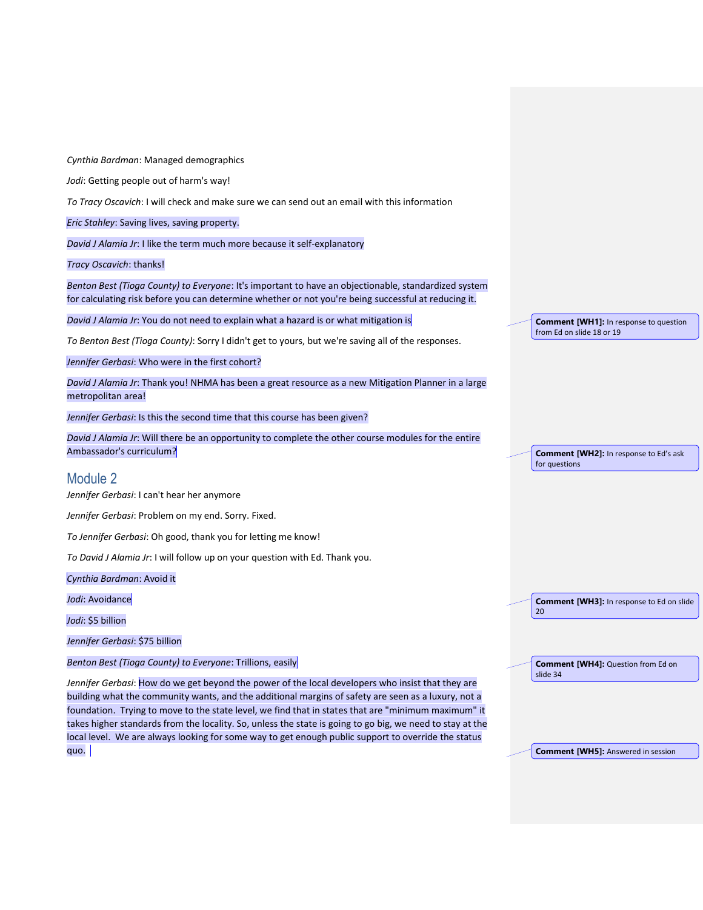*Cynthia Bardman*: Managed demographics

*Jodi*: Getting people out of harm's way!

*To Tracy Oscavich*: I will check and make sure we can send out an email with this information

*Eric Stahley*: Saving lives, saving property.

*David J Alamia Jr*: I like the term much more because it self-explanatory

*Tracy Oscavich*: thanks!

*Benton Best (Tioga County) to Everyone*: It's important to have an objectionable, standardized system for calculating risk before you can determine whether or not you're being successful at reducing it.

*David J Alamia Jr*: You do not need to explain what a hazard is or what mitigation is

> **Comment [WH1]:** In response to question from Ed on slide 18 or 19

*To Benton Best (Tioga County)*: Sorry I didn't get to yours, but we're saving all of the responses.

*Jennifer Gerbasi*: Who were in the first cohort?

*David J Alamia Jr*: Thank you! NHMA has been a great resource as a new Mitigation Planner in a large metropolitan area!

*Jennifer Gerbasi*: Is this the second time that this course has been given?

*David J Alamia Jr*: Will there be an opportunity to complete the other course modules for the entire Ambassador's curriculum?

> **Comment [WH2]:** In response to Ed's ask for questions

## Module 2

*Jennifer Gerbasi*: I can't hear her anymore

*Jennifer Gerbasi*: Problem on my end. Sorry. Fixed.

*To Jennifer Gerbasi*: Oh good, thank you for letting me know!

*To David J Alamia Jr*: I will follow up on your question with Ed. Thank you.

*Cynthia Bardman*: Avoid it

*Jodi*: Avoidance

> **Comment [WH3]:** In response to Ed on slide 20

*Jodi*: $5 billion

*Jennifer Gerbasi*: $75 billion

*Benton Best (Tioga County) to Everyone*: Trillions, easily

> **Comment [WH4]:** Question from Ed on slide 34

*Jennifer Gerbasi*: How do we get beyond the power of the local developers who insist that they are building what the community wants, and the additional margins of safety are seen as a luxury, not a foundation. Trying to move to the state level, we find that in states that are "minimum maximum" it takes higher standards from the locality. So, unless the state is going to go big, we need to stay at the local level. We are always looking for some way to get enough public support to override the status quo.

> **Comment [WH5]:** Answered in session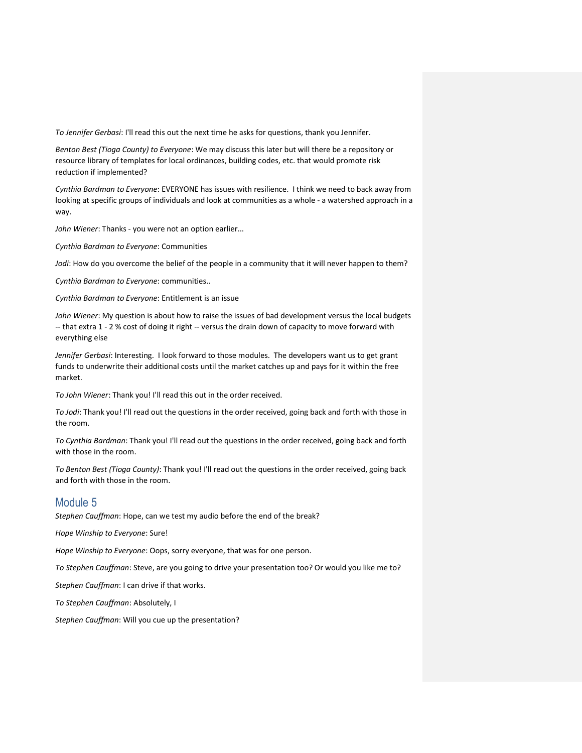*To Jennifer Gerbasi*: I'll read this out the next time he asks for questions, thank you Jennifer.

*Benton Best (Tioga County) to Everyone*: We may discuss this later but will there be a repository or resource library of templates for local ordinances, building codes, etc. that would promote risk reduction if implemented?

*Cynthia Bardman to Everyone*: EVERYONE has issues with resilience. I think we need to back away from looking at specific groups of individuals and look at communities as a whole - a watershed approach in a way.

*John Wiener*: Thanks - you were not an option earlier...

*Cynthia Bardman to Everyone*: Communities

*Jodi*: How do you overcome the belief of the people in a community that it will never happen to them?

*Cynthia Bardman to Everyone*: communities..

*Cynthia Bardman to Everyone*: Entitlement is an issue

*John Wiener*: My question is about how to raise the issues of bad development versus the local budgets -- that extra 1 - 2 % cost of doing it right -- versus the drain down of capacity to move forward with everything else

*Jennifer Gerbasi*: Interesting. I look forward to those modules. The developers want us to get grant funds to underwrite their additional costs until the market catches up and pays for it within the free market.

*To John Wiener*: Thank you! I'll read this out in the order received.

*To Jodi*: Thank you! I'll read out the questions in the order received, going back and forth with those in the room.

*To Cynthia Bardman*: Thank you! I'll read out the questions in the order received, going back and forth with those in the room.

*To Benton Best (Tioga County)*: Thank you! I'll read out the questions in the order received, going back and forth with those in the room.

## Module 5

*Stephen Cauffman*: Hope, can we test my audio before the end of the break?

*Hope Winship to Everyone*: Sure!

*Hope Winship to Everyone*: Oops, sorry everyone, that was for one person.

*To Stephen Cauffman*: Steve, are you going to drive your presentation too? Or would you like me to?

*Stephen Cauffman*: I can drive if that works.

*To Stephen Cauffman*: Absolutely, I

*Stephen Cauffman*: Will you cue up the presentation?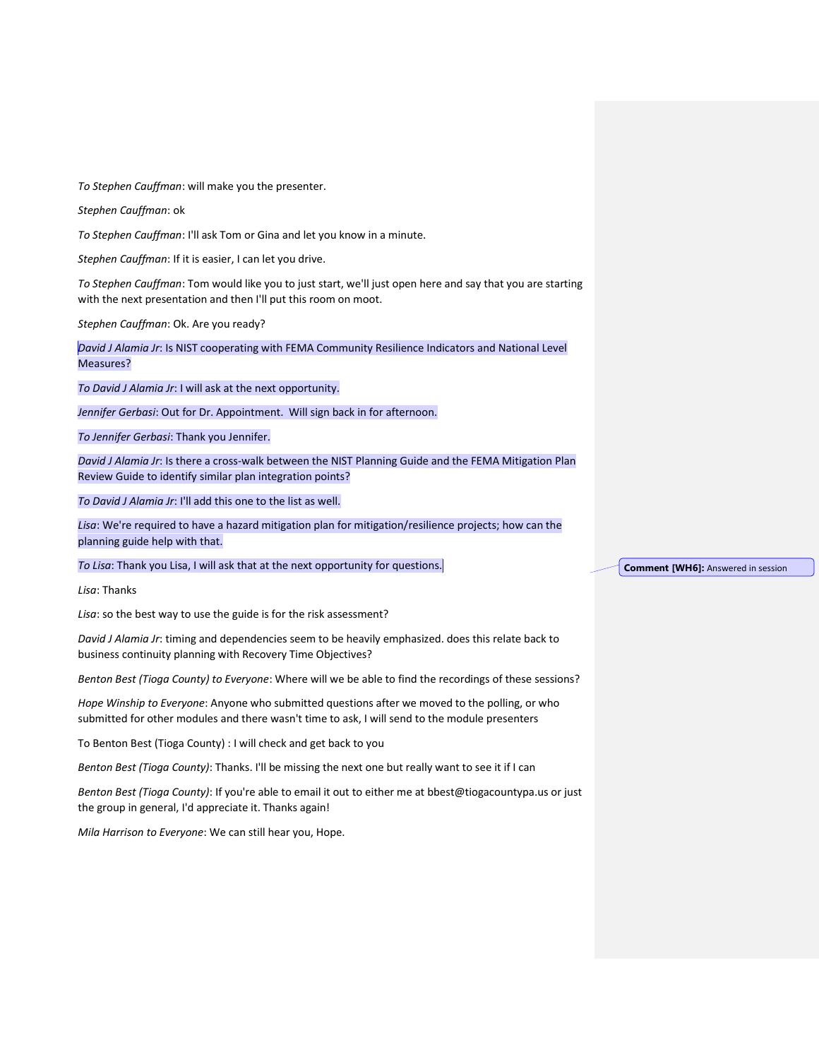*To Stephen Cauffman*: will make you the presenter.

*Stephen Cauffman*: ok

*To Stephen Cauffman*: I'll ask Tom or Gina and let you know in a minute.

*Stephen Cauffman*: If it is easier, I can let you drive.

*To Stephen Cauffman*: Tom would like you to just start, we'll just open here and say that you are starting with the next presentation and then I'll put this room on moot.

*Stephen Cauffman*: Ok. Are you ready?

*David J Alamia Jr*: Is NIST cooperating with FEMA Community Resilience Indicators and National Level Measures?

*To David J Alamia Jr*: I will ask at the next opportunity.

*Jennifer Gerbasi*: Out for Dr. Appointment. Will sign back in for afternoon.

*To Jennifer Gerbasi*: Thank you Jennifer.

*David J Alamia Jr*: Is there a cross-walk between the NIST Planning Guide and the FEMA Mitigation Plan Review Guide to identify similar plan integration points?

*To David J Alamia Jr*: I'll add this one to the list as well.

*Lisa*: We're required to have a hazard mitigation plan for mitigation/resilience projects; how can the planning guide help with that.

*To Lisa*: Thank you Lisa, I will ask that at the next opportunity for questions.

**Comment [WH6]:** Answered in session

*Lisa*: Thanks

*Lisa*: so the best way to use the guide is for the risk assessment?

*David J Alamia Jr*: timing and dependencies seem to be heavily emphasized. does this relate back to business continuity planning with Recovery Time Objectives?

*Benton Best (Tioga County) to Everyone*: Where will we be able to find the recordings of these sessions?

*Hope Winship to Everyone*: Anyone who submitted questions after we moved to the polling, or who submitted for other modules and there wasn't time to ask, I will send to the module presenters

To Benton Best (Tioga County) : I will check and get back to you

*Benton Best (Tioga County)*: Thanks. I'll be missing the next one but really want to see it if I can

*Benton Best (Tioga County)*: If you're able to email it out to either me at bbest@tiogacountypa.us or just the group in general, I'd appreciate it. Thanks again!

*Mila Harrison to Everyone*: We can still hear you, Hope.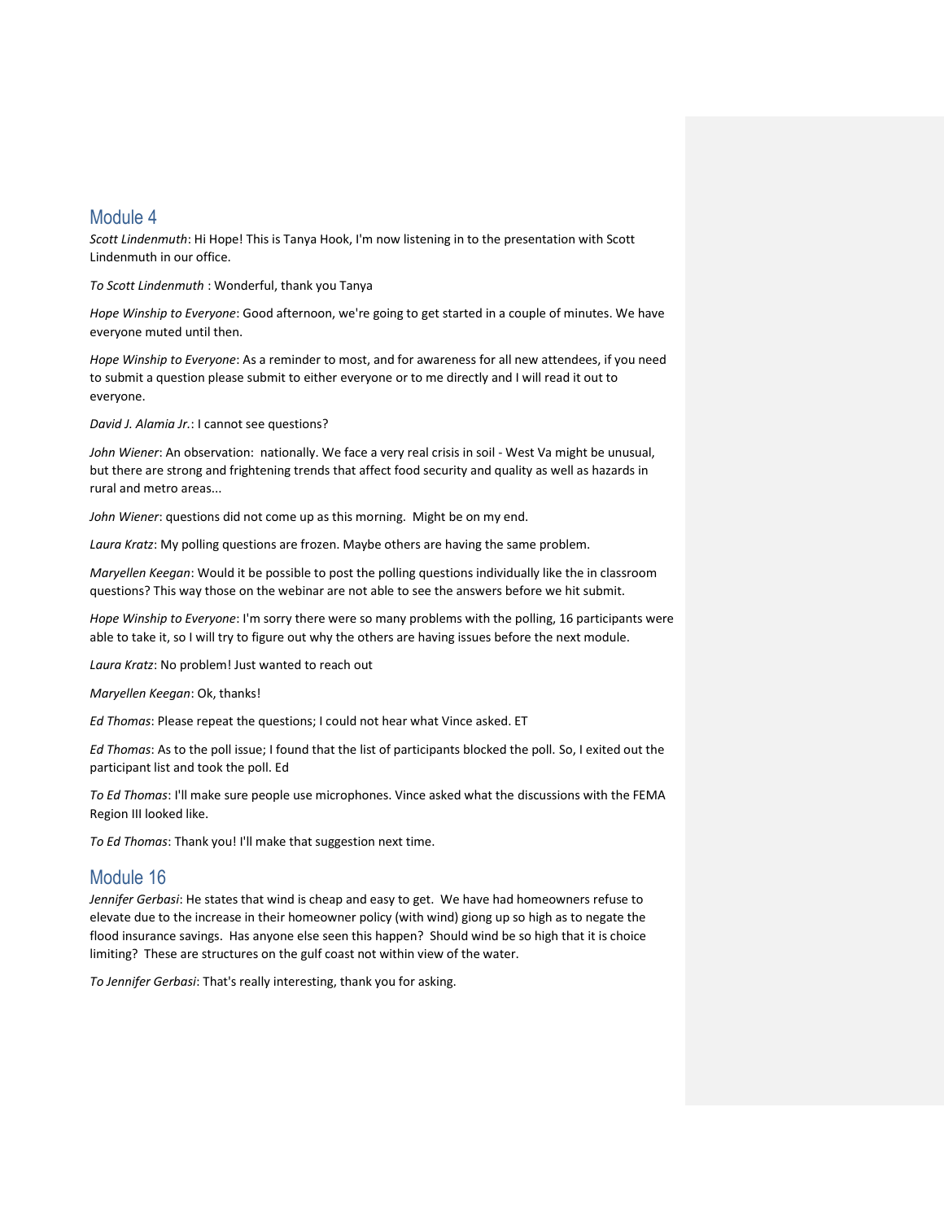## Module 4

*Scott Lindenmuth*: Hi Hope! This is Tanya Hook, I'm now listening in to the presentation with Scott Lindenmuth in our office.

*To Scott Lindenmuth* : Wonderful, thank you Tanya

*Hope Winship to Everyone*: Good afternoon, we're going to get started in a couple of minutes. We have everyone muted until then.

*Hope Winship to Everyone*: As a reminder to most, and for awareness for all new attendees, if you need to submit a question please submit to either everyone or to me directly and I will read it out to everyone.

*David J. Alamia Jr.*: I cannot see questions?

*John Wiener*: An observation: nationally. We face a very real crisis in soil - West Va might be unusual, but there are strong and frightening trends that affect food security and quality as well as hazards in rural and metro areas...

*John Wiener*: questions did not come up as this morning. Might be on my end.

*Laura Kratz*: My polling questions are frozen. Maybe others are having the same problem.

*Maryellen Keegan*: Would it be possible to post the polling questions individually like the in classroom questions? This way those on the webinar are not able to see the answers before we hit submit.

*Hope Winship to Everyone*: I'm sorry there were so many problems with the polling, 16 participants were able to take it, so I will try to figure out why the others are having issues before the next module.

*Laura Kratz*: No problem! Just wanted to reach out

*Maryellen Keegan*: Ok, thanks!

*Ed Thomas*: Please repeat the questions; I could not hear what Vince asked. ET

*Ed Thomas*: As to the poll issue; I found that the list of participants blocked the poll. So, I exited out the participant list and took the poll. Ed

*To Ed Thomas*: I'll make sure people use microphones. Vince asked what the discussions with the FEMA Region III looked like.

*To Ed Thomas*: Thank you! I'll make that suggestion next time.

## Module 16

*Jennifer Gerbasi*: He states that wind is cheap and easy to get. We have had homeowners refuse to elevate due to the increase in their homeowner policy (with wind) giong up so high as to negate the flood insurance savings. Has anyone else seen this happen? Should wind be so high that it is choice limiting? These are structures on the gulf coast not within view of the water.

*To Jennifer Gerbasi*: That's really interesting, thank you for asking.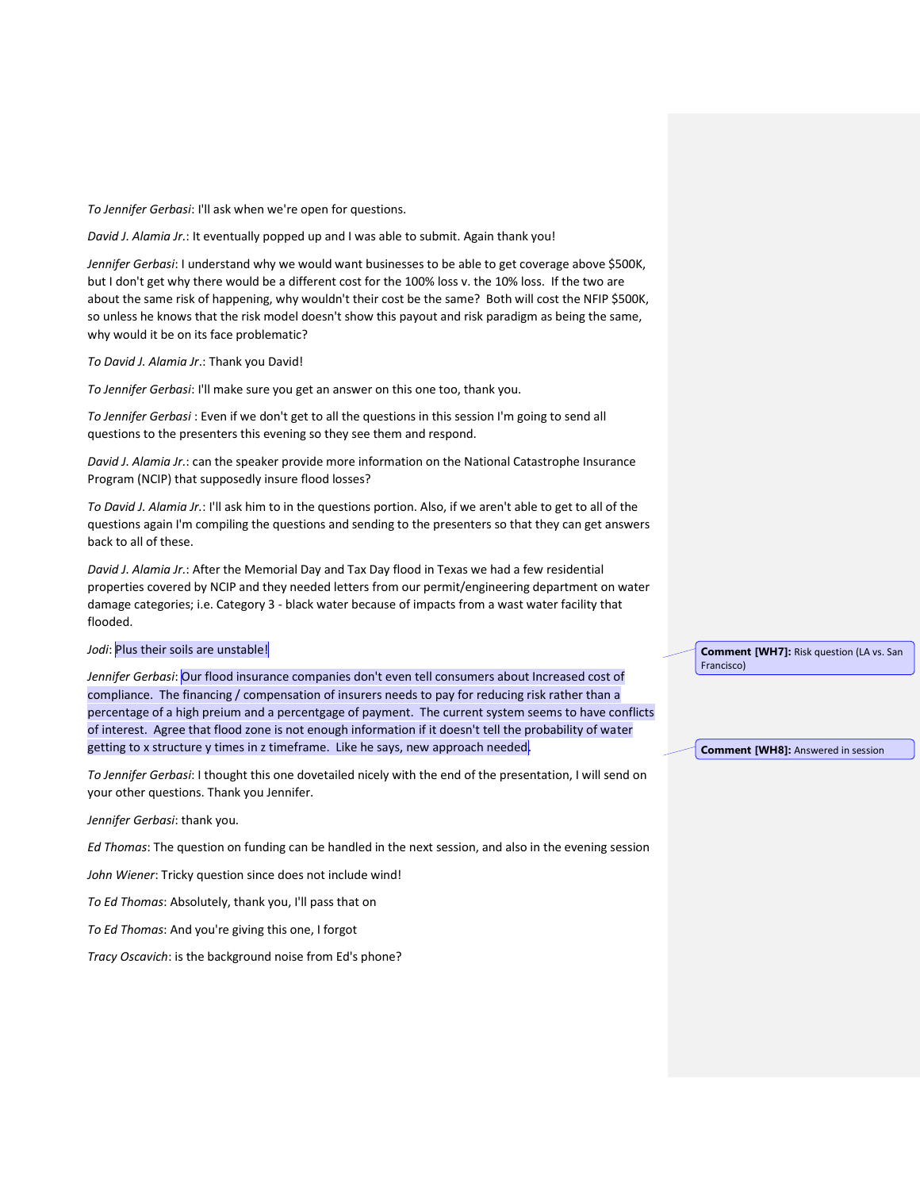*To Jennifer Gerbasi*: I'll ask when we're open for questions.

*David J. Alamia Jr.*: It eventually popped up and I was able to submit. Again thank you!

*Jennifer Gerbasi*: I understand why we would want businesses to be able to get coverage above $500K, but I don't get why there would be a different cost for the 100% loss v. the 10% loss. If the two are about the same risk of happening, why wouldn't their cost be the same? Both will cost the NFIP $500K, so unless he knows that the risk model doesn't show this payout and risk paradigm as being the same, why would it be on its face problematic?

*To David J. Alamia Jr.*: Thank you David!

*To Jennifer Gerbasi*: I'll make sure you get an answer on this one too, thank you.

*To Jennifer Gerbasi* : Even if we don't get to all the questions in this session I'm going to send all questions to the presenters this evening so they see them and respond.

*David J. Alamia Jr.*: can the speaker provide more information on the National Catastrophe Insurance Program (NCIP) that supposedly insure flood losses?

*To David J. Alamia Jr.*: I'll ask him to in the questions portion. Also, if we aren't able to get to all of the questions again I'm compiling the questions and sending to the presenters so that they can get answers back to all of these.

*David J. Alamia Jr.*: After the Memorial Day and Tax Day flood in Texas we had a few residential properties covered by NCIP and they needed letters from our permit/engineering department on water damage categories; i.e. Category 3 - black water because of impacts from a wast water facility that flooded.

*Jodi*: Plus their soils are unstable!

*Jennifer Gerbasi*: Our flood insurance companies don't even tell consumers about Increased cost of compliance. The financing / compensation of insurers needs to pay for reducing risk rather than a percentage of a high preium and a percentgage of payment. The current system seems to have conflicts of interest. Agree that flood zone is not enough information if it doesn't tell the probability of water getting to x structure y times in z timeframe. Like he says, new approach needed.

*To Jennifer Gerbasi*: I thought this one dovetailed nicely with the end of the presentation, I will send on your other questions. Thank you Jennifer.

*Jennifer Gerbasi*: thank you.

*Ed Thomas*: The question on funding can be handled in the next session, and also in the evening session

*John Wiener*: Tricky question since does not include wind!

*To Ed Thomas*: Absolutely, thank you, I'll pass that on

*To Ed Thomas*: And you're giving this one, I forgot

*Tracy Oscavich*: is the background noise from Ed's phone?

**Comment [WH7]:** Risk question (LA vs. San Francisco)

**Comment [WH8]:** Answered in session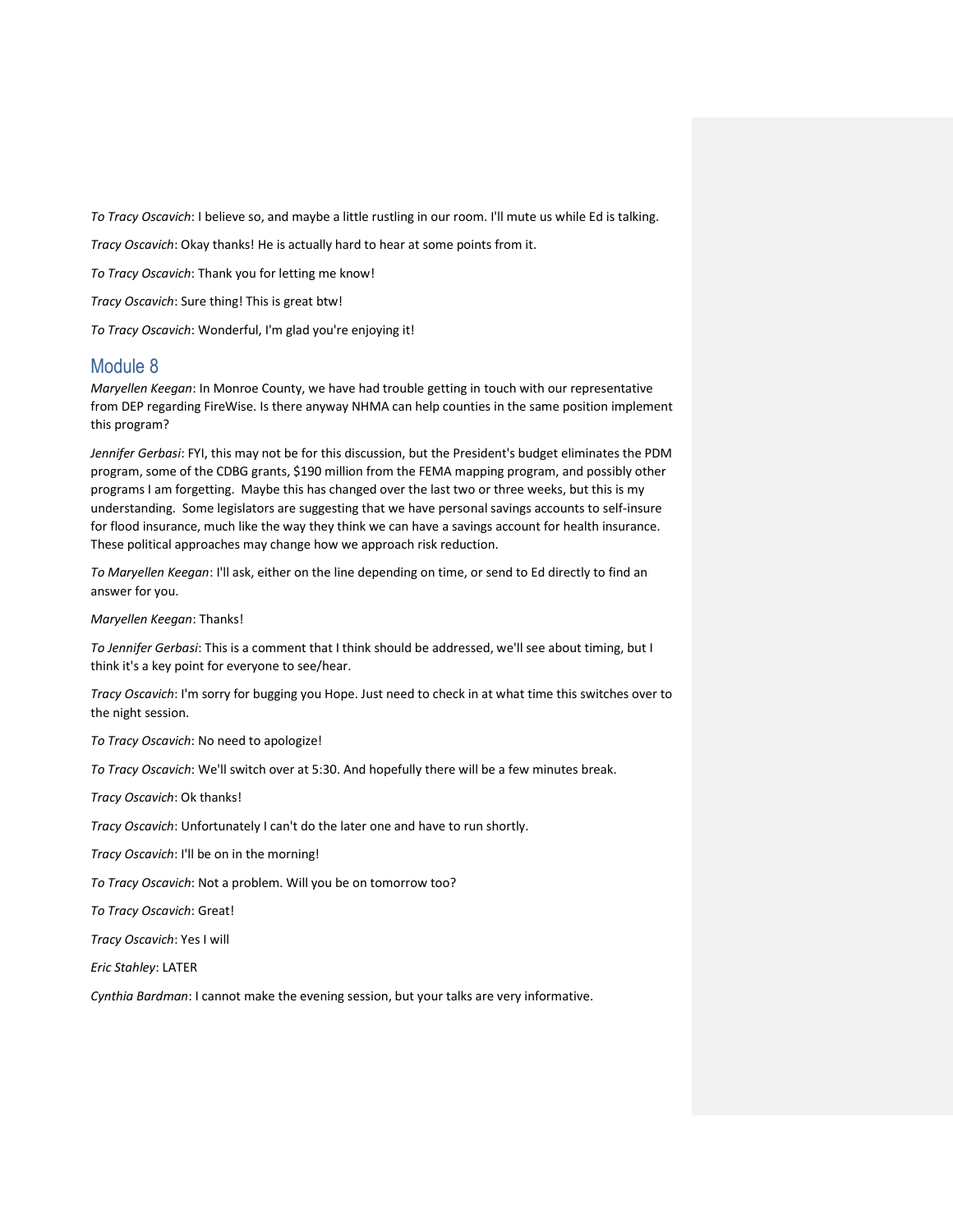*To Tracy Oscavich*: I believe so, and maybe a little rustling in our room. I'll mute us while Ed is talking.

*Tracy Oscavich*: Okay thanks! He is actually hard to hear at some points from it.

*To Tracy Oscavich*: Thank you for letting me know!

*Tracy Oscavich*: Sure thing! This is great btw!

*To Tracy Oscavich*: Wonderful, I'm glad you're enjoying it!

## Module 8

*Maryellen Keegan*: In Monroe County, we have had trouble getting in touch with our representative from DEP regarding FireWise. Is there anyway NHMA can help counties in the same position implement this program?

*Jennifer Gerbasi*: FYI, this may not be for this discussion, but the President's budget eliminates the PDM program, some of the CDBG grants, $190 million from the FEMA mapping program, and possibly other programs I am forgetting. Maybe this has changed over the last two or three weeks, but this is my understanding. Some legislators are suggesting that we have personal savings accounts to self-insure for flood insurance, much like the way they think we can have a savings account for health insurance. These political approaches may change how we approach risk reduction.

*To Maryellen Keegan*: I'll ask, either on the line depending on time, or send to Ed directly to find an answer for you.

*Maryellen Keegan*: Thanks!

*To Jennifer Gerbasi*: This is a comment that I think should be addressed, we'll see about timing, but I think it's a key point for everyone to see/hear.

*Tracy Oscavich*: I'm sorry for bugging you Hope. Just need to check in at what time this switches over to the night session.

*To Tracy Oscavich*: No need to apologize!

*To Tracy Oscavich*: We'll switch over at 5:30. And hopefully there will be a few minutes break.

*Tracy Oscavich*: Ok thanks!

*Tracy Oscavich*: Unfortunately I can't do the later one and have to run shortly.

*Tracy Oscavich*: I'll be on in the morning!

*To Tracy Oscavich*: Not a problem. Will you be on tomorrow too?

*To Tracy Oscavich*: Great!

*Tracy Oscavich*: Yes I will

*Eric Stahley*: LATER

*Cynthia Bardman*: I cannot make the evening session, but your talks are very informative.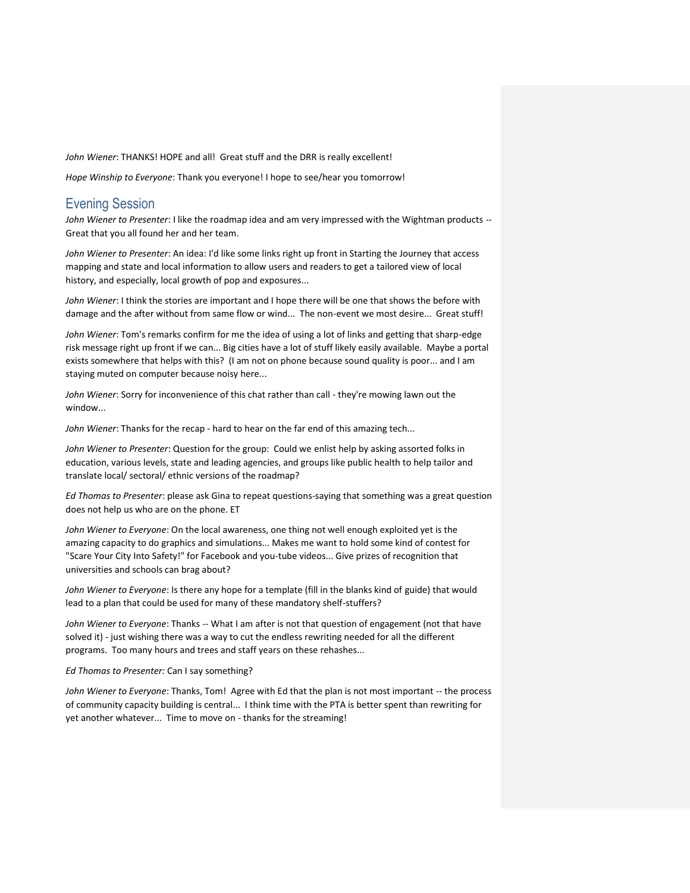*John Wiener*: THANKS! HOPE and all! Great stuff and the DRR is really excellent!

*Hope Winship to Everyone*: Thank you everyone! I hope to see/hear you tomorrow!

## Evening Session

*John Wiener to Presenter*: I like the roadmap idea and am very impressed with the Wightman products -- Great that you all found her and her team.

*John Wiener to Presenter*: An idea: I'd like some links right up front in Starting the Journey that access mapping and state and local information to allow users and readers to get a tailored view of local history, and especially, local growth of pop and exposures...

*John Wiener*: I think the stories are important and I hope there will be one that shows the before with damage and the after without from same flow or wind... The non-event we most desire... Great stuff!

*John Wiener*: Tom's remarks confirm for me the idea of using a lot of links and getting that sharp-edge risk message right up front if we can... Big cities have a lot of stuff likely easily available. Maybe a portal exists somewhere that helps with this? (I am not on phone because sound quality is poor... and I am staying muted on computer because noisy here...

*John Wiener*: Sorry for inconvenience of this chat rather than call - they're mowing lawn out the window...

*John Wiener*: Thanks for the recap - hard to hear on the far end of this amazing tech...

*John Wiener to Presenter*: Question for the group: Could we enlist help by asking assorted folks in education, various levels, state and leading agencies, and groups like public health to help tailor and translate local/ sectoral/ ethnic versions of the roadmap?

*Ed Thomas to Presenter*: please ask Gina to repeat questions-saying that something was a great question does not help us who are on the phone. ET

*John Wiener to Everyone*: On the local awareness, one thing not well enough exploited yet is the amazing capacity to do graphics and simulations... Makes me want to hold some kind of contest for "Scare Your City Into Safety!" for Facebook and you-tube videos... Give prizes of recognition that universities and schools can brag about?

*John Wiener to Everyone*: Is there any hope for a template (fill in the blanks kind of guide) that would lead to a plan that could be used for many of these mandatory shelf-stuffers?

*John Wiener to Everyone*: Thanks -- What I am after is not that question of engagement (not that have solved it) - just wishing there was a way to cut the endless rewriting needed for all the different programs. Too many hours and trees and staff years on these rehashes...

*Ed Thomas to Presenter:* Can I say something?

*John Wiener to Everyone*: Thanks, Tom! Agree with Ed that the plan is not most important -- the process of community capacity building is central... I think time with the PTA is better spent than rewriting for yet another whatever... Time to move on - thanks for the streaming!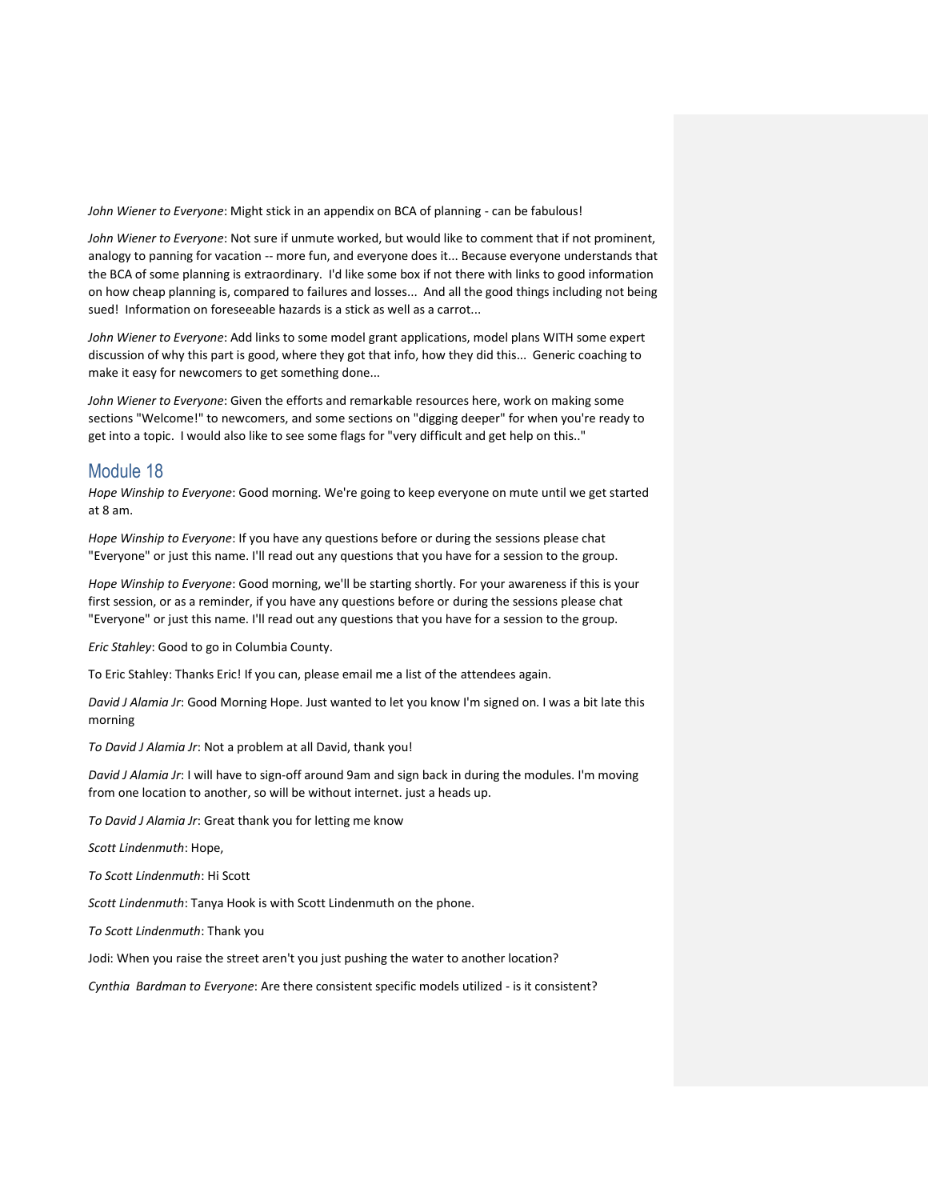*John Wiener to Everyone*: Might stick in an appendix on BCA of planning - can be fabulous!

*John Wiener to Everyone*: Not sure if unmute worked, but would like to comment that if not prominent, analogy to panning for vacation -- more fun, and everyone does it... Because everyone understands that the BCA of some planning is extraordinary. I'd like some box if not there with links to good information on how cheap planning is, compared to failures and losses... And all the good things including not being sued! Information on foreseeable hazards is a stick as well as a carrot...

*John Wiener to Everyone*: Add links to some model grant applications, model plans WITH some expert discussion of why this part is good, where they got that info, how they did this... Generic coaching to make it easy for newcomers to get something done...

*John Wiener to Everyone*: Given the efforts and remarkable resources here, work on making some sections "Welcome!" to newcomers, and some sections on "digging deeper" for when you're ready to get into a topic. I would also like to see some flags for "very difficult and get help on this.."

## Module 18

*Hope Winship to Everyone*: Good morning. We're going to keep everyone on mute until we get started at 8 am.

*Hope Winship to Everyone*: If you have any questions before or during the sessions please chat "Everyone" or just this name. I'll read out any questions that you have for a session to the group.

*Hope Winship to Everyone*: Good morning, we'll be starting shortly. For your awareness if this is your first session, or as a reminder, if you have any questions before or during the sessions please chat "Everyone" or just this name. I'll read out any questions that you have for a session to the group.

*Eric Stahley*: Good to go in Columbia County.

To Eric Stahley: Thanks Eric! If you can, please email me a list of the attendees again.

*David J Alamia Jr*: Good Morning Hope. Just wanted to let you know I'm signed on. I was a bit late this morning

*To David J Alamia Jr*: Not a problem at all David, thank you!

*David J Alamia Jr*: I will have to sign-off around 9am and sign back in during the modules. I'm moving from one location to another, so will be without internet. just a heads up.

*To David J Alamia Jr*: Great thank you for letting me know

*Scott Lindenmuth*: Hope,

*To Scott Lindenmuth*: Hi Scott

*Scott Lindenmuth*: Tanya Hook is with Scott Lindenmuth on the phone.

*To Scott Lindenmuth*: Thank you

Jodi: When you raise the street aren't you just pushing the water to another location?

*Cynthia Bardman to Everyone*: Are there consistent specific models utilized - is it consistent?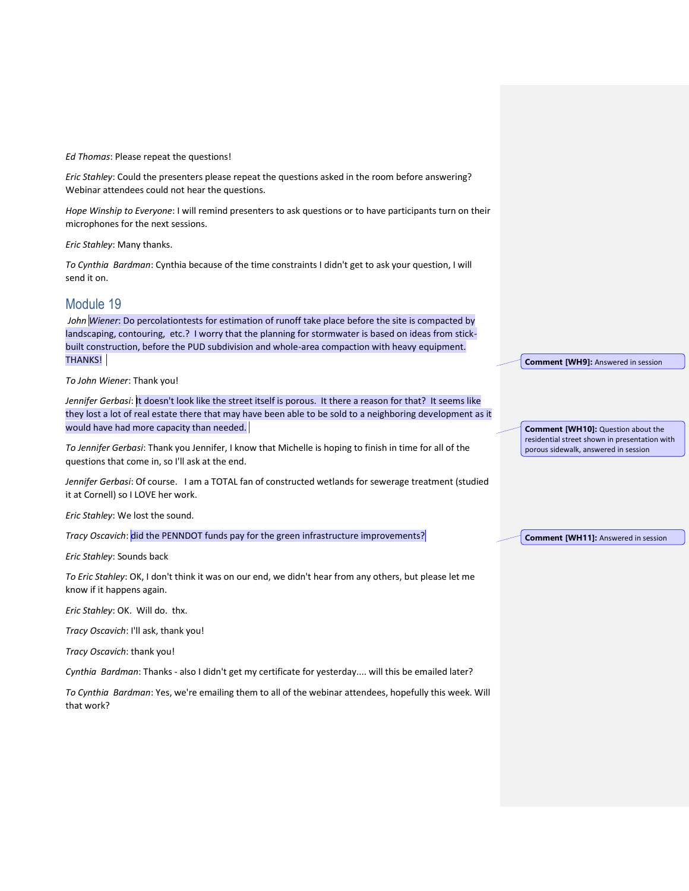*Ed Thomas*: Please repeat the questions!

*Eric Stahley*: Could the presenters please repeat the questions asked in the room before answering? Webinar attendees could not hear the questions.

*Hope Winship to Everyone*: I will remind presenters to ask questions or to have participants turn on their microphones for the next sessions.

*Eric Stahley*: Many thanks.

*To Cynthia Bardman*: Cynthia because of the time constraints I didn't get to ask your question, I will send it on.

## Module 19

*John Wiener*: Do percolationtests for estimation of runoff take place before the site is compacted by landscaping, contouring, etc.? I worry that the planning for stormwater is based on ideas from stick-built construction, before the PUD subdivision and whole-area compaction with heavy equipment. THANKS!

**Comment [WH9]:** Answered in session

*To John Wiener*: Thank you!

*Jennifer Gerbasi*: It doesn't look like the street itself is porous. It there a reason for that? It seems like they lost a lot of real estate there that may have been able to be sold to a neighboring development as it would have had more capacity than needed.

**Comment [WH10]:** Question about the residential street shown in presentation with porous sidewalk, answered in session

*To Jennifer Gerbasi*: Thank you Jennifer, I know that Michelle is hoping to finish in time for all of the questions that come in, so I'll ask at the end.

*Jennifer Gerbasi*: Of course. I am a TOTAL fan of constructed wetlands for sewerage treatment (studied it at Cornell) so I LOVE her work.

*Eric Stahley*: We lost the sound.

*Tracy Oscavich*: did the PENNDOT funds pay for the green infrastructure improvements?

**Comment [WH11]:** Answered in session

*Eric Stahley*: Sounds back

*To Eric Stahley*: OK, I don't think it was on our end, we didn't hear from any others, but please let me know if it happens again.

*Eric Stahley*: OK. Will do. thx.

*Tracy Oscavich*: I'll ask, thank you!

*Tracy Oscavich*: thank you!

*Cynthia Bardman*: Thanks - also I didn't get my certificate for yesterday.... will this be emailed later?

*To Cynthia Bardman*: Yes, we're emailing them to all of the webinar attendees, hopefully this week. Will that work?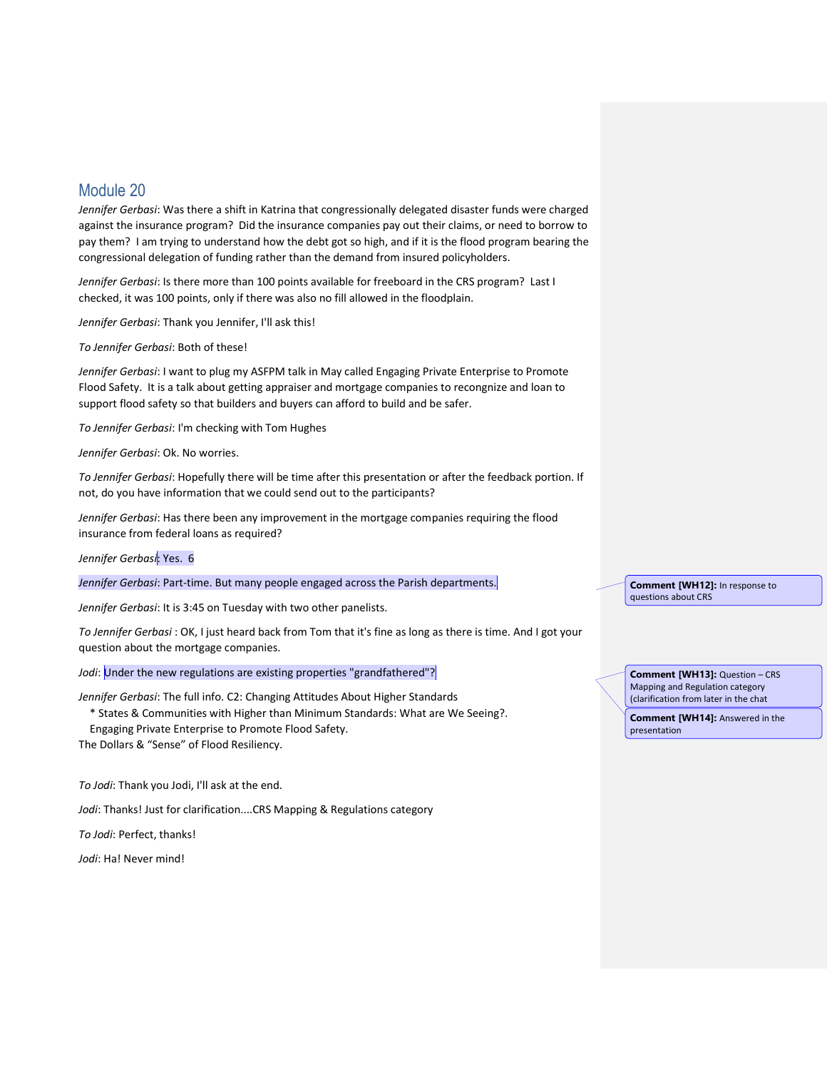## Module 20

*Jennifer Gerbasi*: Was there a shift in Katrina that congressionally delegated disaster funds were charged against the insurance program? Did the insurance companies pay out their claims, or need to borrow to pay them? I am trying to understand how the debt got so high, and if it is the flood program bearing the congressional delegation of funding rather than the demand from insured policyholders.

*Jennifer Gerbasi*: Is there more than 100 points available for freeboard in the CRS program? Last I checked, it was 100 points, only if there was also no fill allowed in the floodplain.

*Jennifer Gerbasi*: Thank you Jennifer, I'll ask this!

*To Jennifer Gerbasi*: Both of these!

*Jennifer Gerbasi*: I want to plug my ASFPM talk in May called Engaging Private Enterprise to Promote Flood Safety. It is a talk about getting appraiser and mortgage companies to recongnize and loan to support flood safety so that builders and buyers can afford to build and be safer.

*To Jennifer Gerbasi*: I'm checking with Tom Hughes

*Jennifer Gerbasi*: Ok. No worries.

*To Jennifer Gerbasi*: Hopefully there will be time after this presentation or after the feedback portion. If not, do you have information that we could send out to the participants?

*Jennifer Gerbasi*: Has there been any improvement in the mortgage companies requiring the flood insurance from federal loans as required?

*Jennifer Gerbasi*: Yes. 6

*Jennifer Gerbasi*: Part-time. But many people engaged across the Parish departments.

> **Comment [WH12]:** In response to questions about CRS

*Jennifer Gerbasi*: It is 3:45 on Tuesday with two other panelists.

*To Jennifer Gerbasi* : OK, I just heard back from Tom that it's fine as long as there is time. And I got your question about the mortgage companies.

*Jodi*: Under the new regulations are existing properties "grandfathered"?

> **Comment [WH13]:** Question – CRS Mapping and Regulation category (clarification from later in the chat

> **Comment [WH14]:** Answered in the presentation

*Jennifer Gerbasi*: The full info. C2: Changing Attitudes About Higher Standards
  * States & Communities with Higher than Minimum Standards: What are We Seeing?.
  Engaging Private Enterprise to Promote Flood Safety.
The Dollars & "Sense" of Flood Resiliency.

*To Jodi*: Thank you Jodi, I'll ask at the end.

*Jodi*: Thanks! Just for clarification....CRS Mapping & Regulations category

*To Jodi*: Perfect, thanks!

*Jodi*: Ha! Never mind!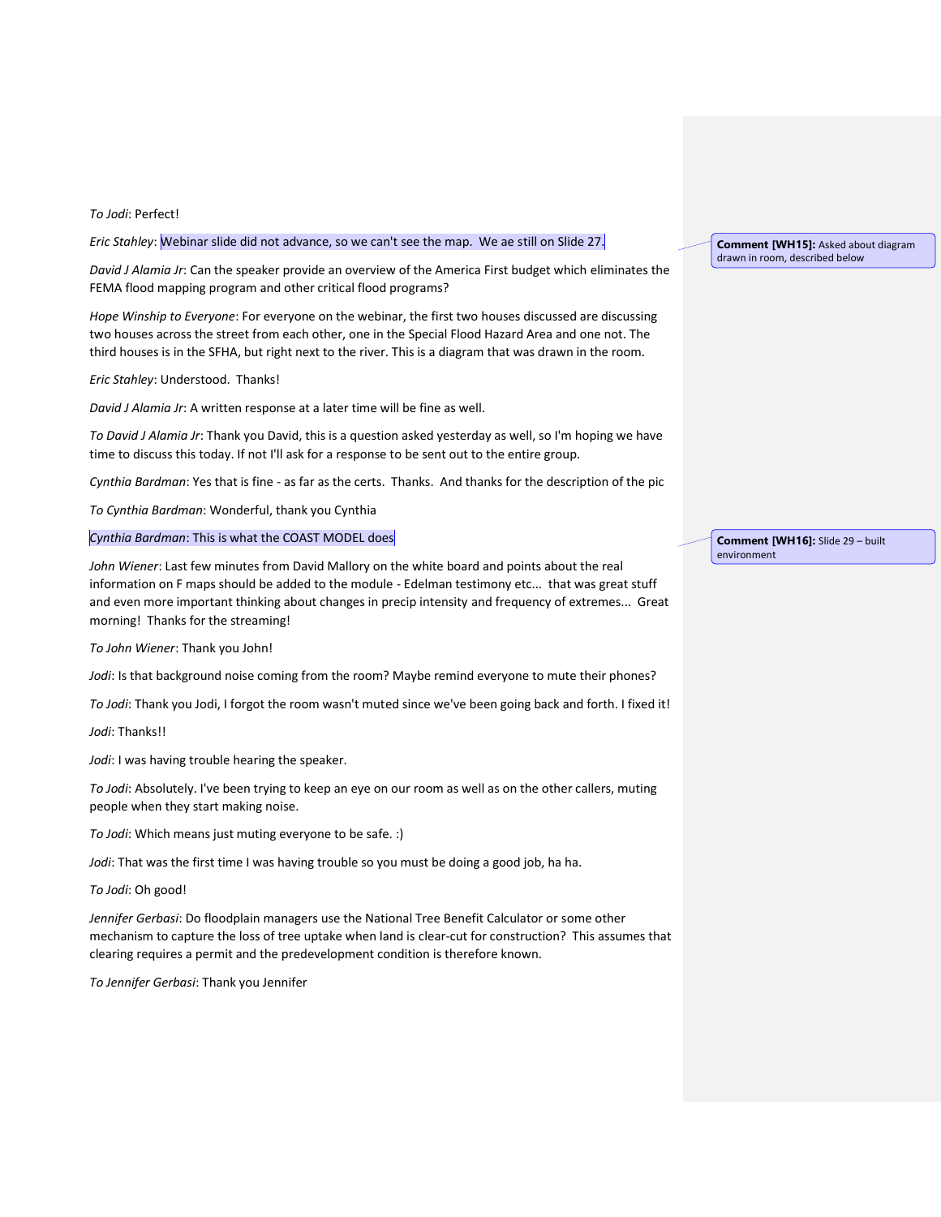*To Jodi*: Perfect!

*Eric Stahley*: Webinar slide did not advance, so we can't see the map.  We ae still on Slide 27.

> **Comment [WH15]:** Asked about diagram drawn in room, described below

*David J Alamia Jr*: Can the speaker provide an overview of the America First budget which eliminates the FEMA flood mapping program and other critical flood programs?

*Hope Winship to Everyone*: For everyone on the webinar, the first two houses discussed are discussing two houses across the street from each other, one in the Special Flood Hazard Area and one not. The third houses is in the SFHA, but right next to the river. This is a diagram that was drawn in the room.

*Eric Stahley*: Understood.  Thanks!

*David J Alamia Jr*: A written response at a later time will be fine as well.

*To David J Alamia Jr*: Thank you David, this is a question asked yesterday as well, so I'm hoping we have time to discuss this today. If not I'll ask for a response to be sent out to the entire group.

*Cynthia Bardman*: Yes that is fine - as far as the certs.  Thanks.  And thanks for the description of the pic

*To Cynthia Bardman*: Wonderful, thank you Cynthia

*Cynthia Bardman*: This is what the COAST MODEL does

> **Comment [WH16]:** Slide 29 – built environment

*John Wiener*: Last few minutes from David Mallory on the white board and points about the real information on F maps should be added to the module - Edelman testimony etc...  that was great stuff and even more important thinking about changes in precip intensity and frequency of extremes...  Great morning!  Thanks for the streaming!

*To John Wiener*: Thank you John!

*Jodi*: Is that background noise coming from the room? Maybe remind everyone to mute their phones?

*To Jodi*: Thank you Jodi, I forgot the room wasn't muted since we've been going back and forth. I fixed it!

*Jodi*: Thanks!!

*Jodi*: I was having trouble hearing the speaker.

*To Jodi*: Absolutely. I've been trying to keep an eye on our room as well as on the other callers, muting people when they start making noise.

*To Jodi*: Which means just muting everyone to be safe. :)

*Jodi*: That was the first time I was having trouble so you must be doing a good job, ha ha.

*To Jodi*: Oh good!

*Jennifer Gerbasi*: Do floodplain managers use the National Tree Benefit Calculator or some other mechanism to capture the loss of tree uptake when land is clear-cut for construction?  This assumes that clearing requires a permit and the predevelopment condition is therefore known.

*To Jennifer Gerbasi*: Thank you Jennifer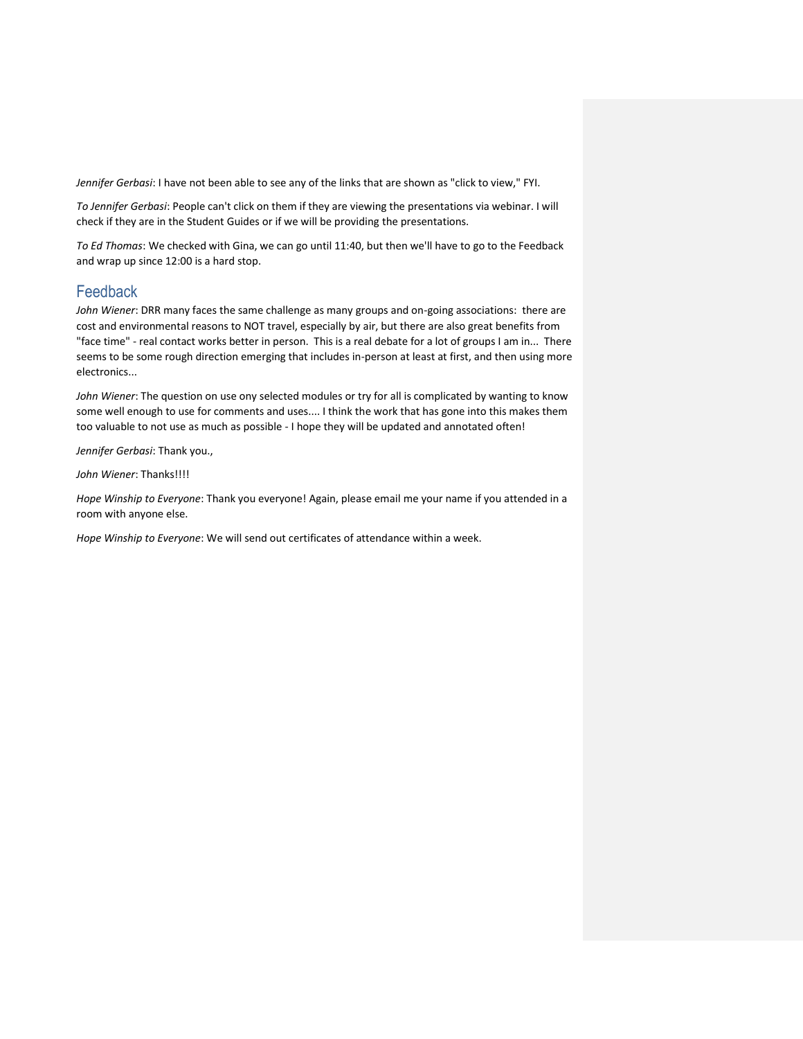*Jennifer Gerbasi*: I have not been able to see any of the links that are shown as "click to view," FYI.

*To Jennifer Gerbasi*: People can't click on them if they are viewing the presentations via webinar. I will check if they are in the Student Guides or if we will be providing the presentations.

*To Ed Thomas*: We checked with Gina, we can go until 11:40, but then we'll have to go to the Feedback and wrap up since 12:00 is a hard stop.

## Feedback

*John Wiener*: DRR many faces the same challenge as many groups and on-going associations: there are cost and environmental reasons to NOT travel, especially by air, but there are also great benefits from "face time" - real contact works better in person. This is a real debate for a lot of groups I am in... There seems to be some rough direction emerging that includes in-person at least at first, and then using more electronics...

*John Wiener*: The question on use ony selected modules or try for all is complicated by wanting to know some well enough to use for comments and uses.... I think the work that has gone into this makes them too valuable to not use as much as possible - I hope they will be updated and annotated often!

*Jennifer Gerbasi*: Thank you.,

*John Wiener*: Thanks!!!!

*Hope Winship to Everyone*: Thank you everyone! Again, please email me your name if you attended in a room with anyone else.

*Hope Winship to Everyone*: We will send out certificates of attendance within a week.